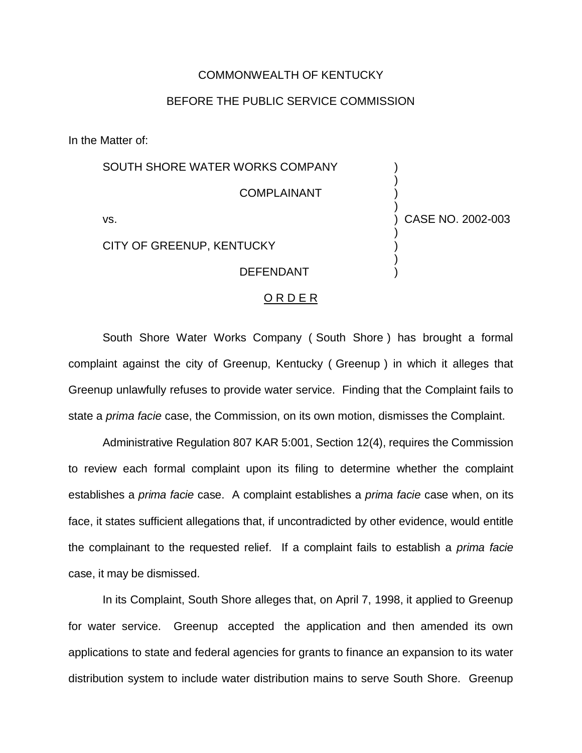COMMONWEALTH OF KENTUCKY

BEFORE THE PUBLIC SERVICE COMMISSION

In the Matter of:

| | | |
|---|---|---|
| SOUTH SHORE WATER WORKS COMPANY | ) | |
| COMPLAINANT | ) | |
| vs. | ) | CASE NO. 2002-003 |
| CITY OF GREENUP, KENTUCKY | ) | |
| DEFENDANT | ) | |

## O R D E R

South Shore Water Works Company ( South Shore ) has brought a formal complaint against the city of Greenup, Kentucky ( Greenup ) in which it alleges that Greenup unlawfully refuses to provide water service. Finding that the Complaint fails to state a *prima facie* case, the Commission, on its own motion, dismisses the Complaint.

Administrative Regulation 807 KAR 5:001, Section 12(4), requires the Commission to review each formal complaint upon its filing to determine whether the complaint establishes a *prima facie* case. A complaint establishes a *prima facie* case when, on its face, it states sufficient allegations that, if uncontradicted by other evidence, would entitle the complainant to the requested relief. If a complaint fails to establish a *prima facie* case, it may be dismissed.

In its Complaint, South Shore alleges that, on April 7, 1998, it applied to Greenup for water service. Greenup accepted the application and then amended its own applications to state and federal agencies for grants to finance an expansion to its water distribution system to include water distribution mains to serve South Shore. Greenup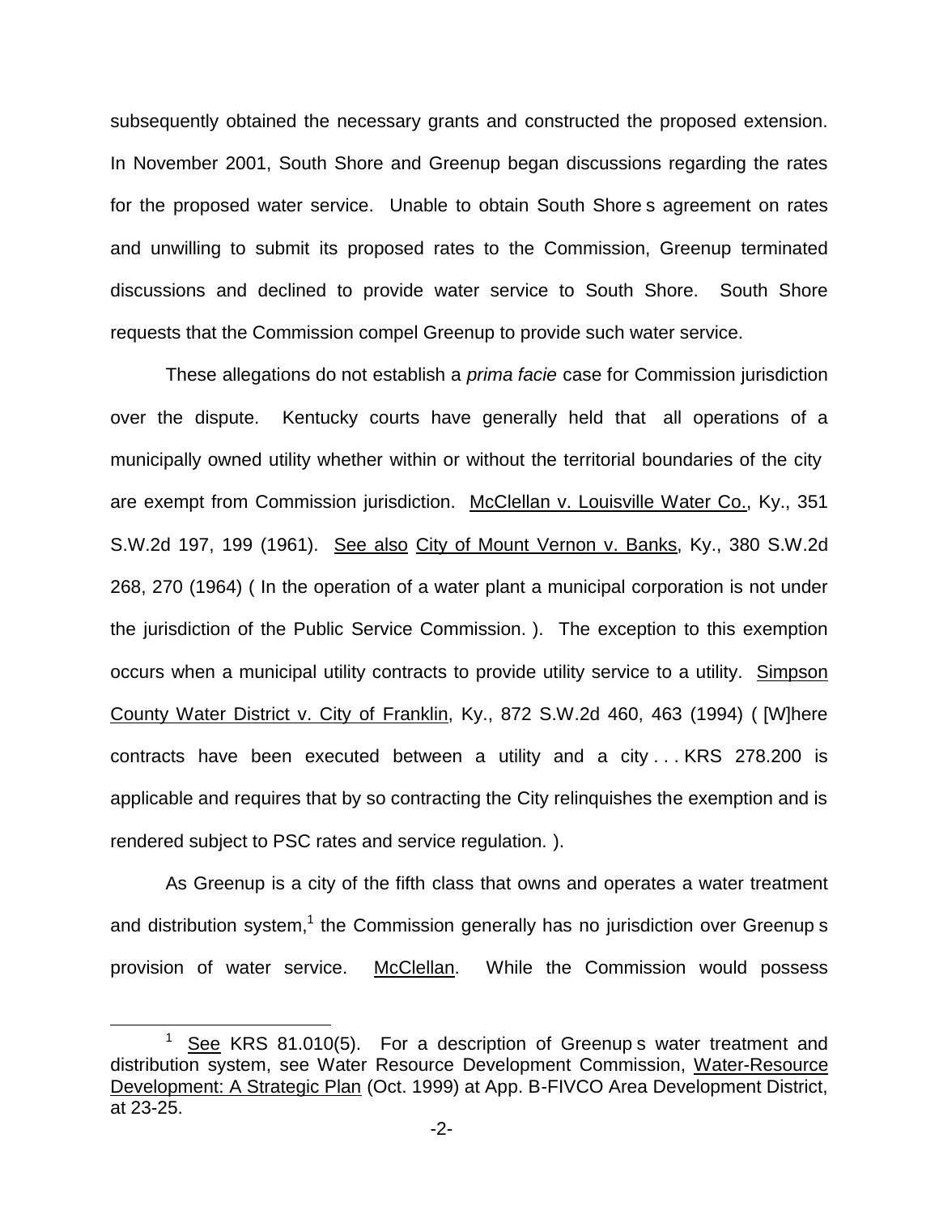subsequently obtained the necessary grants and constructed the proposed extension. In November 2001, South Shore and Greenup began discussions regarding the rates for the proposed water service. Unable to obtain South Shore s agreement on rates and unwilling to submit its proposed rates to the Commission, Greenup terminated discussions and declined to provide water service to South Shore. South Shore requests that the Commission compel Greenup to provide such water service.

These allegations do not establish a *prima facie* case for Commission jurisdiction over the dispute. Kentucky courts have generally held that all operations of a municipally owned utility whether within or without the territorial boundaries of the city are exempt from Commission jurisdiction. McClellan v. Louisville Water Co., Ky., 351 S.W.2d 197, 199 (1961). See also City of Mount Vernon v. Banks, Ky., 380 S.W.2d 268, 270 (1964) ( In the operation of a water plant a municipal corporation is not under the jurisdiction of the Public Service Commission. ). The exception to this exemption occurs when a municipal utility contracts to provide utility service to a utility. Simpson County Water District v. City of Franklin, Ky., 872 S.W.2d 460, 463 (1994) ( [W]here contracts have been executed between a utility and a city . . . KRS 278.200 is applicable and requires that by so contracting the City relinquishes the exemption and is rendered subject to PSC rates and service regulation. ).

As Greenup is a city of the fifth class that owns and operates a water treatment and distribution system,[1] the Commission generally has no jurisdiction over Greenup s provision of water service. McClellan. While the Commission would possess

[1] See KRS 81.010(5). For a description of Greenup s water treatment and distribution system, see Water Resource Development Commission, Water-Resource Development: A Strategic Plan (Oct. 1999) at App. B-FIVCO Area Development District, at 23-25.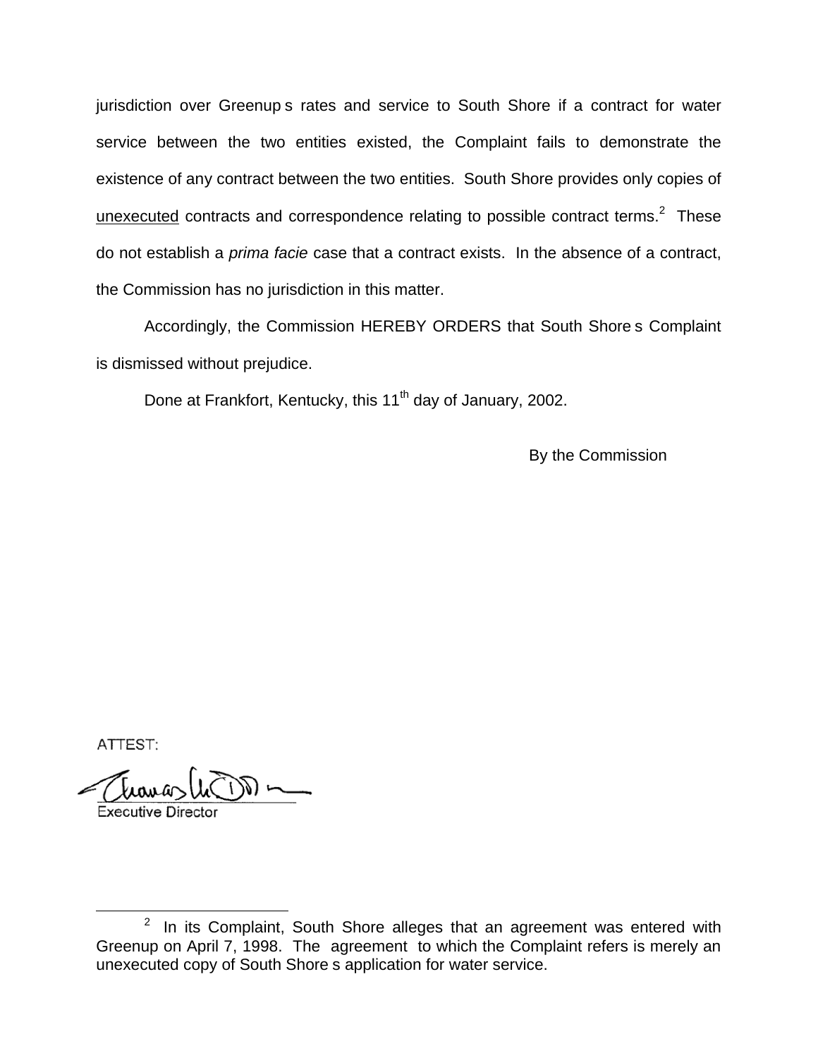jurisdiction over Greenup s rates and service to South Shore if a contract for water service between the two entities existed, the Complaint fails to demonstrate the existence of any contract between the two entities. South Shore provides only copies of unexecuted contracts and correspondence relating to possible contract terms.[2] These do not establish a *prima facie* case that a contract exists. In the absence of a contract, the Commission has no jurisdiction in this matter.

Accordingly, the Commission HEREBY ORDERS that South Shore s Complaint is dismissed without prejudice.

Done at Frankfort, Kentucky, this 11th day of January, 2002.

By the Commission

ATTEST:

Executive Director

[2] In its Complaint, South Shore alleges that an agreement was entered with Greenup on April 7, 1998. The agreement to which the Complaint refers is merely an unexecuted copy of South Shore s application for water service.